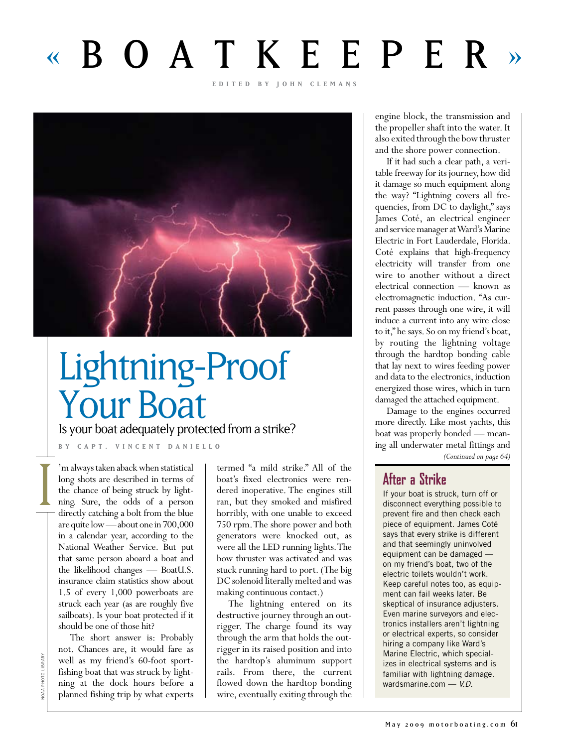# « BOATKEEPER »

EDITED BY JOHN CLEMANS

## Lightning-Proof Your Boat

### Is your boat adequately protected from a strike?

BY CAPT. VINCENT DANIELLO

I'm always taken aback when statistical long shots are described in terms of the chance of being struck by lightning. Sure, the odds of a person directly catching a bolt from the blue are quite low — about one in 700,000 in a calendar year, according to the National Weather Service. But put that same person aboard a boat and the likelihood changes — BoatU.S. insurance claim statistics show about 1.5 of every 1,000 powerboats are struck each year (as are roughly five sailboats). Is your boat protected if it should be one of those hit?

The short answer is: Probably not. Chances are, it would fare as well as my friend's 60-foot sportfishing boat that was struck by lightning at the dock hours before a planned fishing trip by what experts termed "a mild strike." All of the boat's fixed electronics were rendered inoperative. The engines still ran, but they smoked and misfired horribly, with one unable to exceed 750 rpm. The shore power and both generators were knocked out, as were all the LED running lights. The bow thruster was activated and was stuck running hard to port. (The big DC solenoid literally melted and was making continuous contact.)

The lightning entered on its destructive journey through an outrigger. The charge found its way through the arm that holds the outrigger in its raised position and into the hardtop's aluminum support rails. From there, the current flowed down the hardtop bonding wire, eventually exiting through the engine block, the transmission and the propeller shaft into the water. It also exited through the bow thruster and the shore power connection.

If it had such a clear path, a veritable freeway for its journey, how did it damage so much equipment along the way? "Lightning covers all frequencies, from DC to daylight," says James Coté, an electrical engineer and service manager at Ward's Marine Electric in Fort Lauderdale, Florida. Coté explains that high-frequency electricity will transfer from one wire to another without a direct electrical connection — known as electromagnetic induction. "As current passes through one wire, it will induce a current into any wire close to it," he says. So on my friend's boat, by routing the lightning voltage through the hardtop bonding cable that lay next to wires feeding power and data to the electronics, induction energized those wires, which in turn damaged the attached equipment.

Damage to the engines occurred more directly. Like most yachts, this boat was properly bonded — meaning all underwater metal fittings and

*(Continued on page 64)*

### After a Strike

If your boat is struck, turn off or disconnect everything possible to prevent fire and then check each piece of equipment. James Coté says that every strike is different and that seemingly uninvolved equipment can be damaged — on my friend's boat, two of the electric toilets wouldn't work. Keep careful notes too, as equipment can fail weeks later. Be skeptical of insurance adjusters. Even marine surveyors and electronics installers aren't lightning or electrical experts, so consider hiring a company like Ward's Marine Electric, which specializes in electrical systems and is familiar with lightning damage. wardsmarine.com — *V.D.*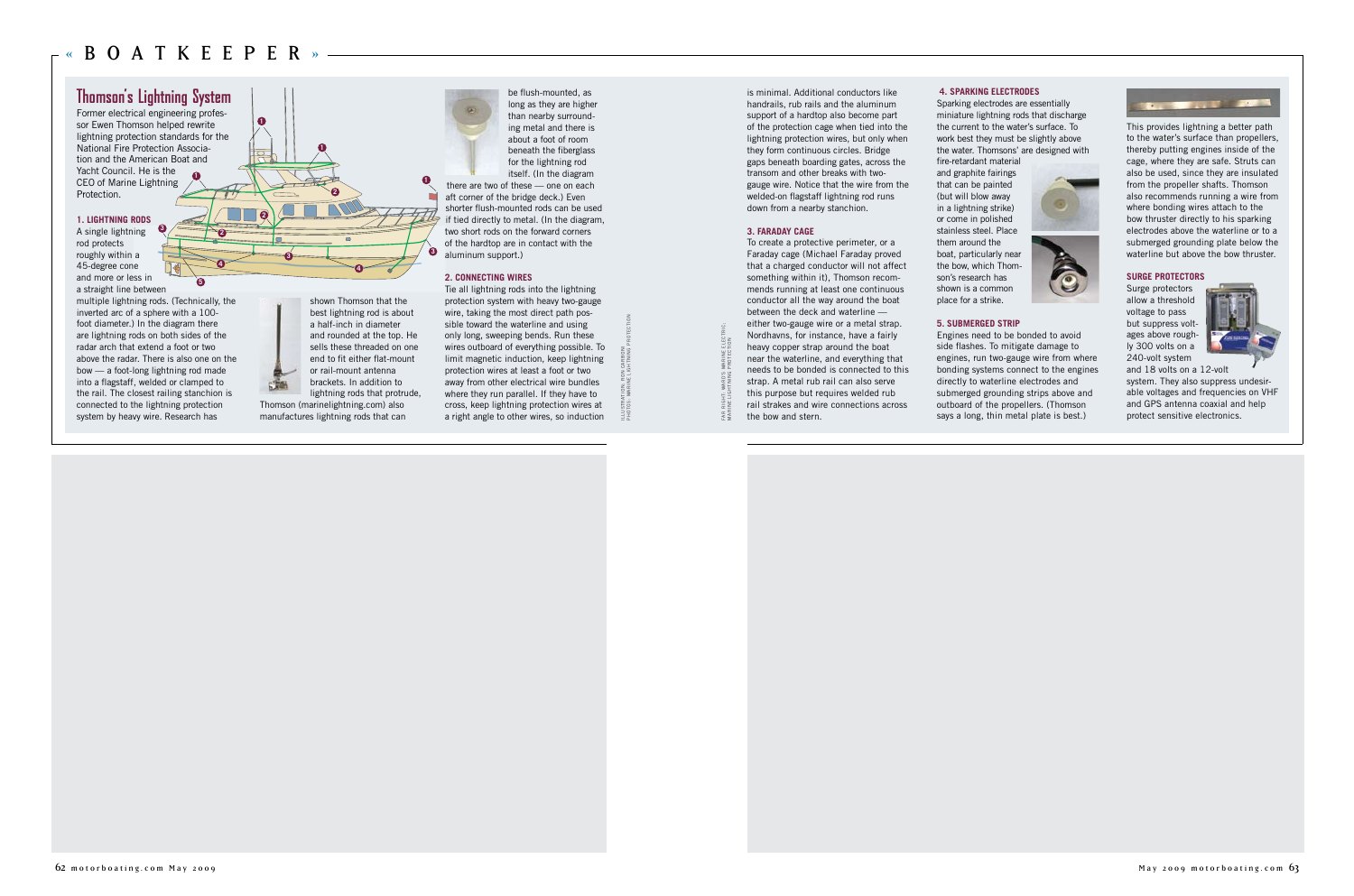# Thomson's Lightning System

Former electrical engineering professor Ewen Thomson helped rewrite lightning protection standards for the National Fire Protection Association and the American Boat and Yacht Council. He is the CEO of Marine Lightning Protection.

### 1. LIGHTNING RODS

A single lightning rod protects roughly within a 45-degree cone and more or less in a straight line between multiple lightning rods. (Technically, the inverted arc of a sphere with a 100-foot diameter.) In the diagram there are lightning rods on both sides of the radar arch that extend a foot or two above the radar. There is also one on the bow — a foot-long lightning rod made into a flagstaff, welded or clamped to the rail. The closest railing stanchion is connected to the lightning protection system by heavy wire. Research has shown Thomson that the best lightning rod is about a half-inch in diameter and rounded at the top. He sells these threaded on one end to fit either flat-mount or rail-mount antenna brackets. In addition to lightning rods that protrude, Thomson (marinelightning.com) also manufactures lightning rods that can be flush-mounted, as long as they are higher than nearby surrounding metal and there is about a foot of room beneath the fiberglass for the lightning rod itself. (In the diagram there are two of these — one on each aft corner of the bridge deck.) Even shorter flush-mounted rods can be used if tied directly to metal. (In the diagram, two short rods on the forward corners of the hardtop are in contact with the aluminum support.)

### 2. CONNECTING WIRES

Tie all lightning rods into the lightning protection system with heavy two-gauge wire, taking the most direct path possible toward the waterline and using only long, sweeping bends. Run these wires outboard of everything possible. To limit magnetic induction, keep lightning protection wires at least a foot or two away from other electrical wire bundles where they run parallel. If they have to cross, keep lightning protection wires at a right angle to other wires, so induction is minimal. Additional conductors like handrails, rub rails and the aluminum support of a hardtop also become part of the protection cage when tied into the lightning protection wires, but only when they form continuous circles. Bridge gaps beneath boarding gates, across the transom and other breaks with two-gauge wire. Notice that the wire from the welded-on flagstaff lightning rod runs down from a nearby stanchion.

### 3. FARADAY CAGE

To create a protective perimeter, or a Faraday cage (Michael Faraday proved that a charged conductor will not affect something within it), Thomson recommends running at least one continuous conductor all the way around the boat between the deck and waterline — either two-gauge wire or a metal strap. Nordhavns, for instance, have a fairly heavy copper strap around the boat near the waterline, and everything that needs to be bonded is connected to this strap. A metal rub rail can also serve this purpose but requires welded rub rail strakes and wire connections across the bow and stern.

### 4. SPARKING ELECTRODES

Sparking electrodes are essentially miniature lightning rods that discharge the current to the water's surface. To work best they must be slightly above the water. Thomsons' are designed with fire-retardant material and graphite fairings that can be painted (but will blow away in a lightning strike) or come in polished stainless steel. Place them around the boat, particularly near the bow, which Thomson's research has shown is a common place for a strike.

### 5. SUBMERGED STRIP

Engines need to be bonded to avoid side flashes. To mitigate damage to engines, run two-gauge wire from where bonding systems connect to the engines directly to waterline electrodes and submerged grounding strips above and outboard of the propellers. (Thomson says a long, thin metal plate is best.) This provides lightning a better path to the water's surface than propellers, thereby putting engines inside of the cage, where they are safe. Struts can also be used, since they are insulated from the propeller shafts. Thomson also recommends running a wire from where bonding wires attach to the bow thruster directly to his sparking electrodes above the waterline or to a submerged grounding plate below the waterline but above the bow thruster.

### SURGE PROTECTORS

Surge protectors allow a threshold voltage to pass but suppress voltages above roughly 300 volts on a 240-volt system and 18 volts on a 12-volt system. They also suppress undesirable voltages and frequencies on VHF and GPS antenna coaxial and help protect sensitive electronics.

ILLUSTRATION: KEN GARBONI; PHOTOS: MARINE LIGHTNING PROTECTION

FAR RIGHT: MARDEN MARINE ELECTRIC; MARINE LIGHTNING PROTECTION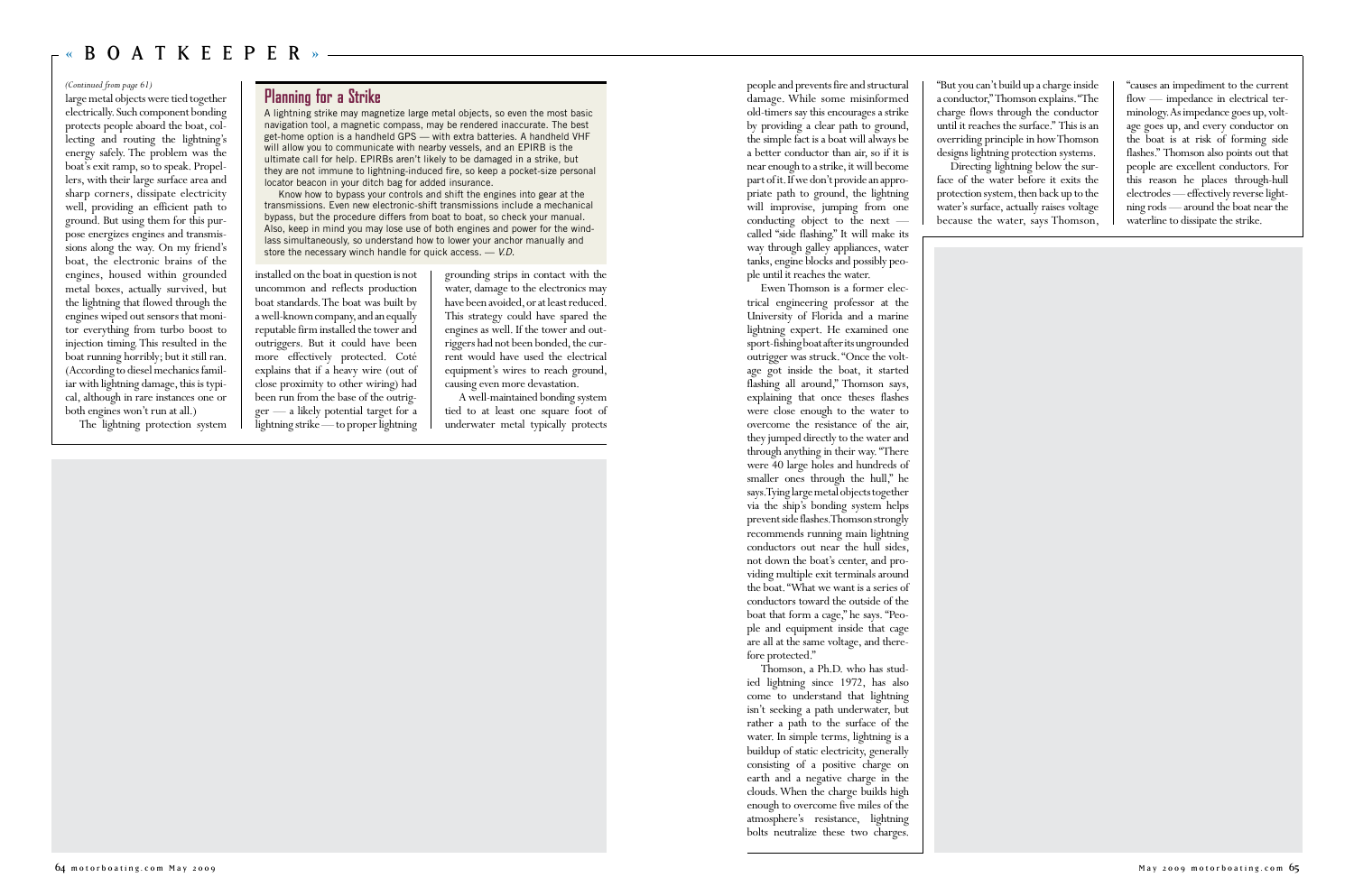*(Continued from page 61)*

large metal objects were tied together electrically. Such component bonding protects people aboard the boat, collecting and routing the lightning's energy safely. The problem was the boat's exit ramp, so to speak. Propellers, with their large surface area and sharp corners, dissipate electricity well, providing an efficient path to ground. But using them for this purpose energizes engines and transmissions along the way. On my friend's boat, the electronic brains of the engines, housed within grounded metal boxes, actually survived, but the lightning that flowed through the engines wiped out sensors that monitor everything from turbo boost to injection timing. This resulted in the boat running horribly; but it still ran. (According to diesel mechanics familiar with lightning damage, this is typical, although in rare instances one or both engines won't run at all.)

The lightning protection system installed on the boat in question is not uncommon and reflects production boat standards. The boat was built by a well-known company, and an equally reputable firm installed the tower and outriggers. But it could have been more effectively protected. Coté explains that if a heavy wire (out of close proximity to other wiring) had been run from the base of the outrigger — a likely potential target for a lightning strike — to proper lightning grounding strips in contact with the water, damage to the electronics may have been avoided, or at least reduced. This strategy could have spared the engines as well. If the tower and outriggers had not been bonded, the current would have used the electrical equipment's wires to reach ground, causing even more devastation.

A well-maintained bonding system tied to at least one square foot of underwater metal typically protects people and prevents fire and structural damage. While some misinformed old-timers say this encourages a strike by providing a clear path to ground, the simple fact is a boat will always be a better conductor than air, so if it is near enough to a strike, it will become part of it. If we don't provide an appropriate path to ground, the lightning will improvise, jumping from one conducting object to the next — called "side flashing." It will make its way through galley appliances, water tanks, engine blocks and possibly people until it reaches the water.

Ewen Thomson is a former electrical engineering professor at the University of Florida and a marine lightning expert. He examined one sport-fishing boat after its ungrounded outrigger was struck. "Once the voltage got inside the boat, it started flashing all around," Thomson says, explaining that once theses flashes were close enough to the water to overcome the resistance of the air, they jumped directly to the water and through anything in their way. "There were 40 large holes and hundreds of smaller ones through the hull," he says. Tying large metal objects together via the ship's bonding system helps prevent side flashes. Thomson strongly recommends running main lightning conductors out near the hull sides, not down the boat's center, and providing multiple exit terminals around the boat. "What we want is a series of conductors toward the outside of the boat that form a cage," he says. "People and equipment inside that cage are all at the same voltage, and therefore protected."

Thomson, a Ph.D. who has studied lightning since 1972, has also come to understand that lightning isn't seeking a path underwater, but rather a path to the surface of the water. In simple terms, lightning is a buildup of static electricity, generally consisting of a positive charge on earth and a negative charge in the clouds. When the charge builds high enough to overcome five miles of the atmosphere's resistance, lightning bolts neutralize these two charges. "But you can't build up a charge inside a conductor," Thomson explains. "The charge flows through the conductor until it reaches the surface." This is an overriding principle in how Thomson designs lightning protection systems.

Directing lightning below the surface of the water before it exits the protection system, then back up to the water's surface, actually raises voltage because the water, says Thomson, "causes an impediment to the current flow — impedance in electrical terminology. As impedance goes up, voltage goes up, and every conductor on the boat is at risk of forming side flashes." Thomson also points out that people are excellent conductors. For this reason he places through-hull electrodes — effectively reverse lightning rods — around the boat near the waterline to dissipate the strike.

## Planning for a Strike

A lightning strike may magnetize large metal objects, so even the most basic navigation tool, a magnetic compass, may be rendered inaccurate. The best get-home option is a handheld GPS — with extra batteries. A handheld VHF will allow you to communicate with nearby vessels, and an EPIRB is the ultimate call for help. EPIRBs aren't likely to be damaged in a strike, but they are not immune to lightning-induced fire, so keep a pocket-size personal locator beacon in your ditch bag for added insurance.

Know how to bypass your controls and shift the engines into gear at the transmissions. Even new electronic-shift transmissions include a mechanical bypass, but the procedure differs from boat to boat, so check your manual. Also, keep in mind you may lose use of both engines and power for the windlass simultaneously, so understand how to lower your anchor manually and store the necessary winch handle for quick access. — *V.D.*